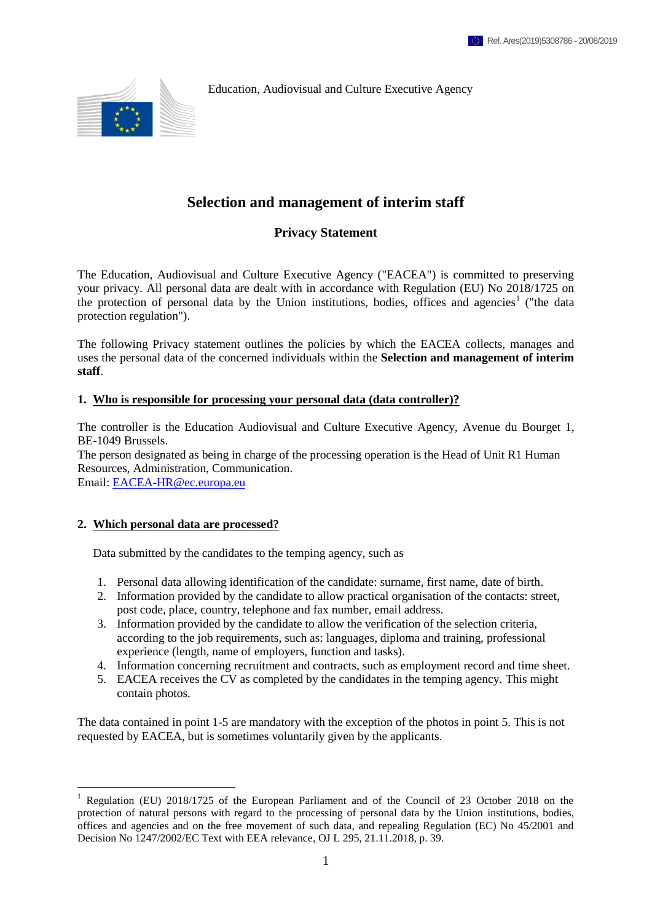Ref. Ares(2019)5308786 - 20/08/2019

Education, Audiovisual and Culture Executive Agency

# Selection and management of interim staff

## Privacy Statement

The Education, Audiovisual and Culture Executive Agency ("EACEA") is committed to preserving your privacy. All personal data are dealt with in accordance with Regulation (EU) No 2018/1725 on the protection of personal data by the Union institutions, bodies, offices and agencies[1] ("the data protection regulation").

The following Privacy statement outlines the policies by which the EACEA collects, manages and uses the personal data of the concerned individuals within the **Selection and management of interim staff**.

### 1. Who is responsible for processing your personal data (data controller)?

The controller is the Education Audiovisual and Culture Executive Agency, Avenue du Bourget 1, BE-1049 Brussels.
The person designated as being in charge of the processing operation is the Head of Unit R1 Human Resources, Administration, Communication.
Email: EACEA-HR@ec.europa.eu

### 2. Which personal data are processed?

Data submitted by the candidates to the temping agency, such as

1. Personal data allowing identification of the candidate: surname, first name, date of birth.
2. Information provided by the candidate to allow practical organisation of the contacts: street, post code, place, country, telephone and fax number, email address.
3. Information provided by the candidate to allow the verification of the selection criteria, according to the job requirements, such as: languages, diploma and training, professional experience (length, name of employers, function and tasks).
4. Information concerning recruitment and contracts, such as employment record and time sheet.
5. EACEA receives the CV as completed by the candidates in the temping agency. This might contain photos.

The data contained in point 1-5 are mandatory with the exception of the photos in point 5. This is not requested by EACEA, but is sometimes voluntarily given by the applicants.

---

[1] Regulation (EU) 2018/1725 of the European Parliament and of the Council of 23 October 2018 on the protection of natural persons with regard to the processing of personal data by the Union institutions, bodies, offices and agencies and on the free movement of such data, and repealing Regulation (EC) No 45/2001 and Decision No 1247/2002/EC Text with EEA relevance, OJ L 295, 21.11.2018, p. 39.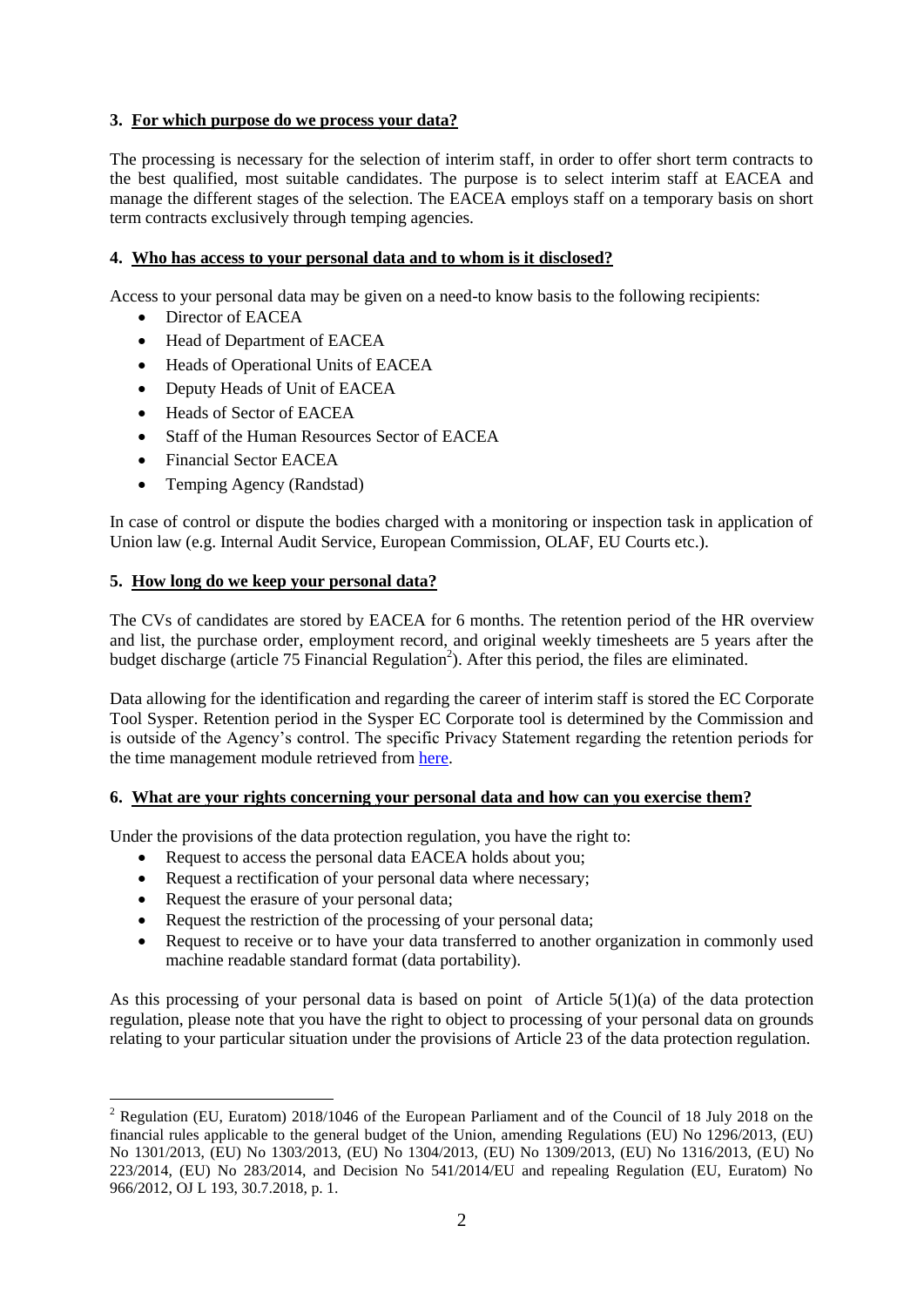## 3. For which purpose do we process your data?

The processing is necessary for the selection of interim staff, in order to offer short term contracts to the best qualified, most suitable candidates. The purpose is to select interim staff at EACEA and manage the different stages of the selection. The EACEA employs staff on a temporary basis on short term contracts exclusively through temping agencies.

## 4. Who has access to your personal data and to whom is it disclosed?

Access to your personal data may be given on a need-to know basis to the following recipients:

- Director of EACEA
- Head of Department of EACEA
- Heads of Operational Units of EACEA
- Deputy Heads of Unit of EACEA
- Heads of Sector of EACEA
- Staff of the Human Resources Sector of EACEA
- Financial Sector EACEA
- Temping Agency (Randstad)

In case of control or dispute the bodies charged with a monitoring or inspection task in application of Union law (e.g. Internal Audit Service, European Commission, OLAF, EU Courts etc.).

## 5. How long do we keep your personal data?

The CVs of candidates are stored by EACEA for 6 months. The retention period of the HR overview and list, the purchase order, employment record, and original weekly timesheets are 5 years after the budget discharge (article 75 Financial Regulation[2]). After this period, the files are eliminated.

Data allowing for the identification and regarding the career of interim staff is stored the EC Corporate Tool Sysper. Retention period in the Sysper EC Corporate tool is determined by the Commission and is outside of the Agency's control. The specific Privacy Statement regarding the retention periods for the time management module retrieved from here.

## 6. What are your rights concerning your personal data and how can you exercise them?

Under the provisions of the data protection regulation, you have the right to:

- Request to access the personal data EACEA holds about you;
- Request a rectification of your personal data where necessary;
- Request the erasure of your personal data;
- Request the restriction of the processing of your personal data;
- Request to receive or to have your data transferred to another organization in commonly used machine readable standard format (data portability).

As this processing of your personal data is based on point of Article 5(1)(a) of the data protection regulation, please note that you have the right to object to processing of your personal data on grounds relating to your particular situation under the provisions of Article 23 of the data protection regulation.

---

[2] Regulation (EU, Euratom) 2018/1046 of the European Parliament and of the Council of 18 July 2018 on the financial rules applicable to the general budget of the Union, amending Regulations (EU) No 1296/2013, (EU) No 1301/2013, (EU) No 1303/2013, (EU) No 1304/2013, (EU) No 1309/2013, (EU) No 1316/2013, (EU) No 223/2014, (EU) No 283/2014, and Decision No 541/2014/EU and repealing Regulation (EU, Euratom) No 966/2012, OJ L 193, 30.7.2018, p. 1.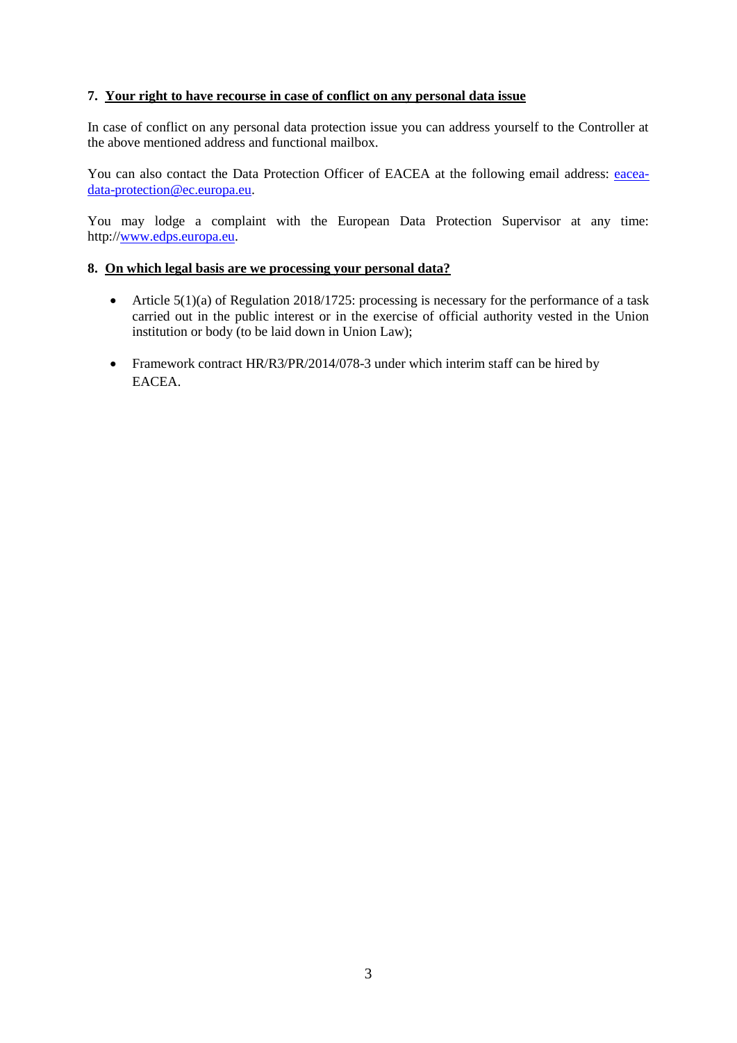## 7. Your right to have recourse in case of conflict on any personal data issue

In case of conflict on any personal data protection issue you can address yourself to the Controller at the above mentioned address and functional mailbox.

You can also contact the Data Protection Officer of EACEA at the following email address: eacea-data-protection@ec.europa.eu.

You may lodge a complaint with the European Data Protection Supervisor at any time: http://www.edps.europa.eu.

## 8. On which legal basis are we processing your personal data?

- Article 5(1)(a) of Regulation 2018/1725: processing is necessary for the performance of a task carried out in the public interest or in the exercise of official authority vested in the Union institution or body (to be laid down in Union Law);

- Framework contract HR/R3/PR/2014/078-3 under which interim staff can be hired by EACEA.